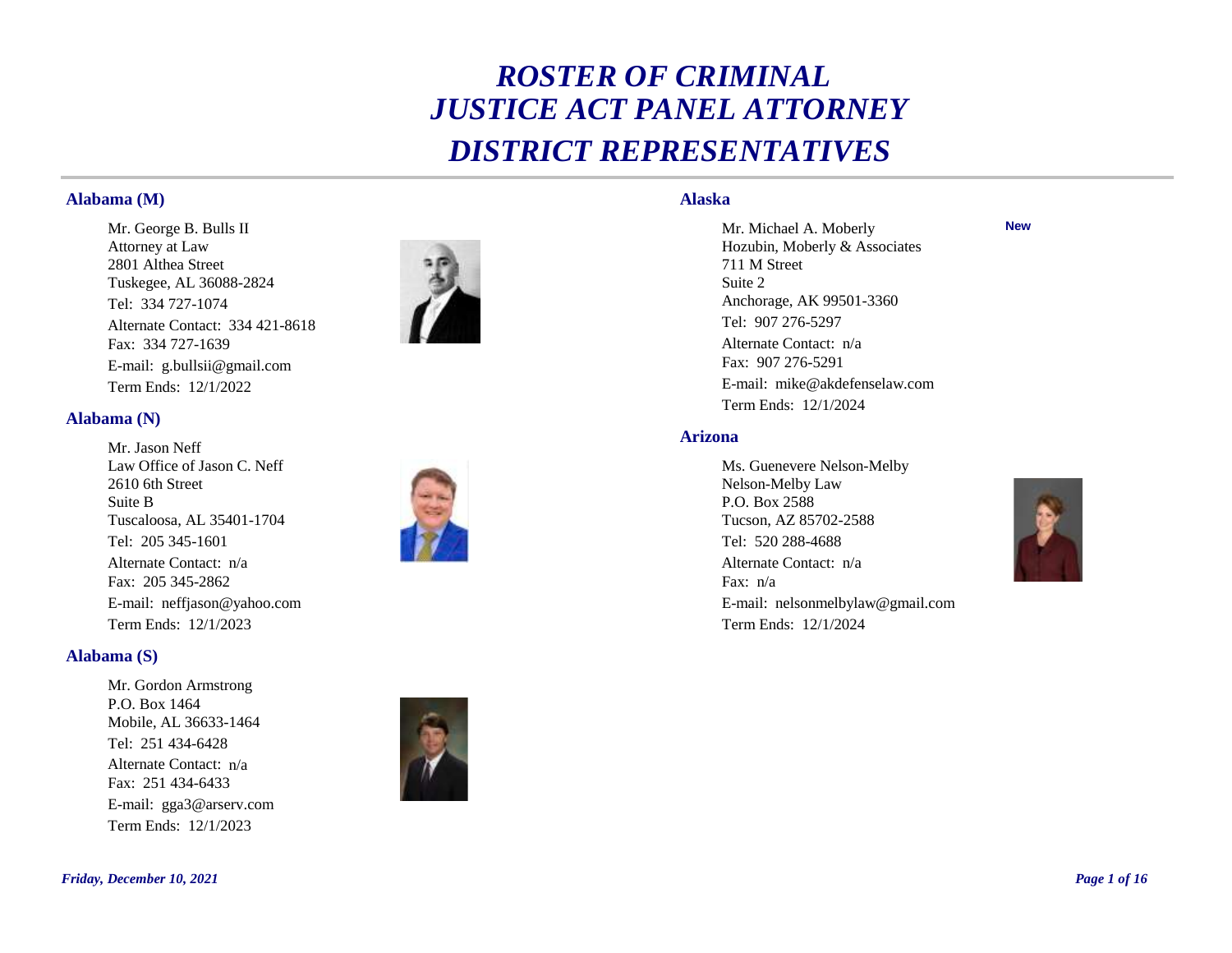# *ROSTER OF CRIMINAL JUSTICE ACT PANEL ATTORNEY DISTRICT REPRESENTATIVES*

## Alabama (M)

Mr. George B. Bulls II
Attorney at Law
2801 Althea Street
Tuskegee, AL 36088-2824
Tel: 334 727-1074
Alternate Contact: 334 421-8618
Fax: 334 727-1639
E-mail: g.bullsii@gmail.com
Term Ends: 12/1/2022

## Alabama (N)

Mr. Jason Neff
Law Office of Jason C. Neff
2610 6th Street
Suite B
Tuscaloosa, AL 35401-1704
Tel: 205 345-1601
Alternate Contact: n/a
Fax: 205 345-2862
E-mail: neffjason@yahoo.com
Term Ends: 12/1/2023

## Alabama (S)

Mr. Gordon Armstrong
P.O. Box 1464
Mobile, AL 36633-1464
Tel: 251 434-6428
Alternate Contact: n/a
Fax: 251 434-6433
E-mail: gga3@arserv.com
Term Ends: 12/1/2023

## Alaska

**New**

Mr. Michael A. Moberly
Hozubin, Moberly & Associates
711 M Street
Suite 2
Anchorage, AK 99501-3360
Tel: 907 276-5297
Alternate Contact: n/a
Fax: 907 276-5291
E-mail: mike@akdefenselaw.com
Term Ends: 12/1/2024

## Arizona

Ms. Guenevere Nelson-Melby
Nelson-Melby Law
P.O. Box 2588
Tucson, AZ 85702-2588
Tel: 520 288-4688
Alternate Contact: n/a
Fax: n/a
E-mail: nelsonmelbylaw@gmail.com
Term Ends: 12/1/2024

*Friday, December 10, 2021*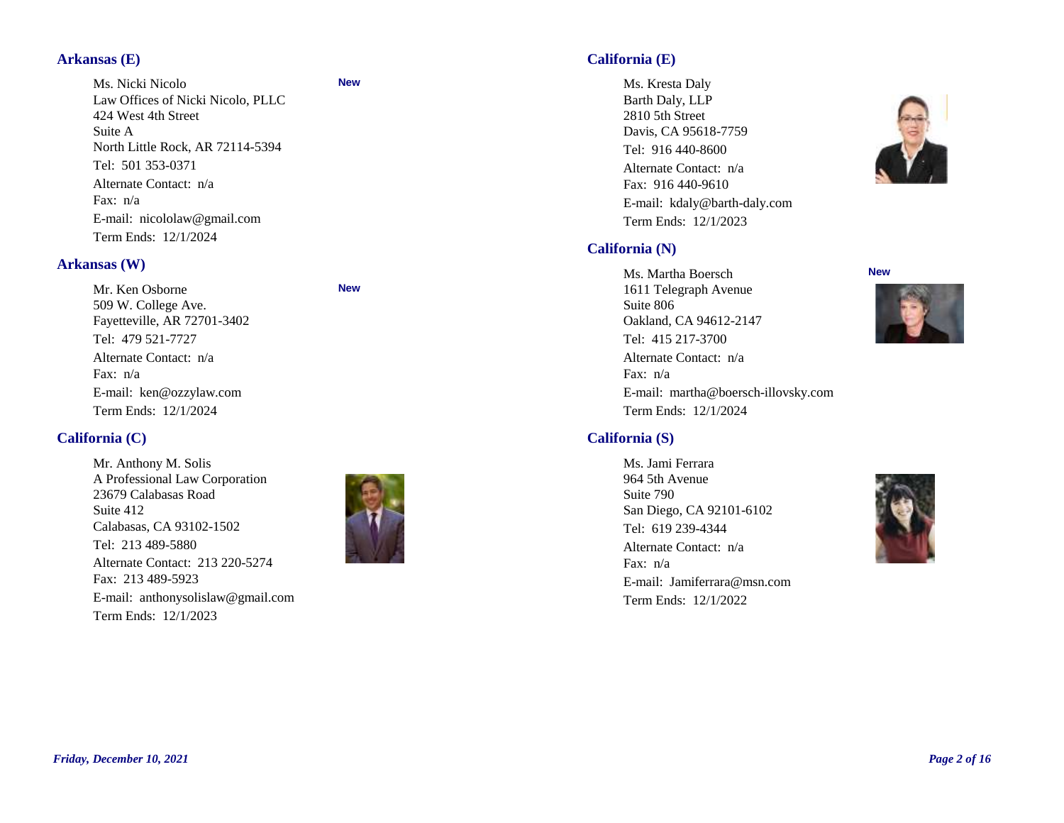## Arkansas (E)

Ms. Nicki Nicolo **New**
Law Offices of Nicki Nicolo, PLLC
424 West 4th Street
Suite A
North Little Rock, AR 72114-5394
Tel: 501 353-0371
Alternate Contact: n/a
Fax: n/a
E-mail: nicololaw@gmail.com
Term Ends: 12/1/2024

## Arkansas (W)

Mr. Ken Osborne **New**
509 W. College Ave.
Fayetteville, AR 72701-3402
Tel: 479 521-7727
Alternate Contact: n/a
Fax: n/a
E-mail: ken@ozzylaw.com
Term Ends: 12/1/2024

## California (C)

Mr. Anthony M. Solis
A Professional Law Corporation
23679 Calabasas Road
Suite 412
Calabasas, CA 93102-1502
Tel: 213 489-5880
Alternate Contact: 213 220-5274
Fax: 213 489-5923
E-mail: anthonysolislaw@gmail.com
Term Ends: 12/1/2023

## California (E)

Ms. Kresta Daly
Barth Daly, LLP
2810 5th Street
Davis, CA 95618-7759
Tel: 916 440-8600
Alternate Contact: n/a
Fax: 916 440-9610
E-mail: kdaly@barth-daly.com
Term Ends: 12/1/2023

## California (N)

Ms. Martha Boersch **New**
1611 Telegraph Avenue
Suite 806
Oakland, CA 94612-2147
Tel: 415 217-3700
Alternate Contact: n/a
Fax: n/a
E-mail: martha@boersch-illovsky.com
Term Ends: 12/1/2024

## California (S)

Ms. Jami Ferrara
964 5th Avenue
Suite 790
San Diego, CA 92101-6102
Tel: 619 239-4344
Alternate Contact: n/a
Fax: n/a
E-mail: Jamiferrara@msn.com
Term Ends: 12/1/2022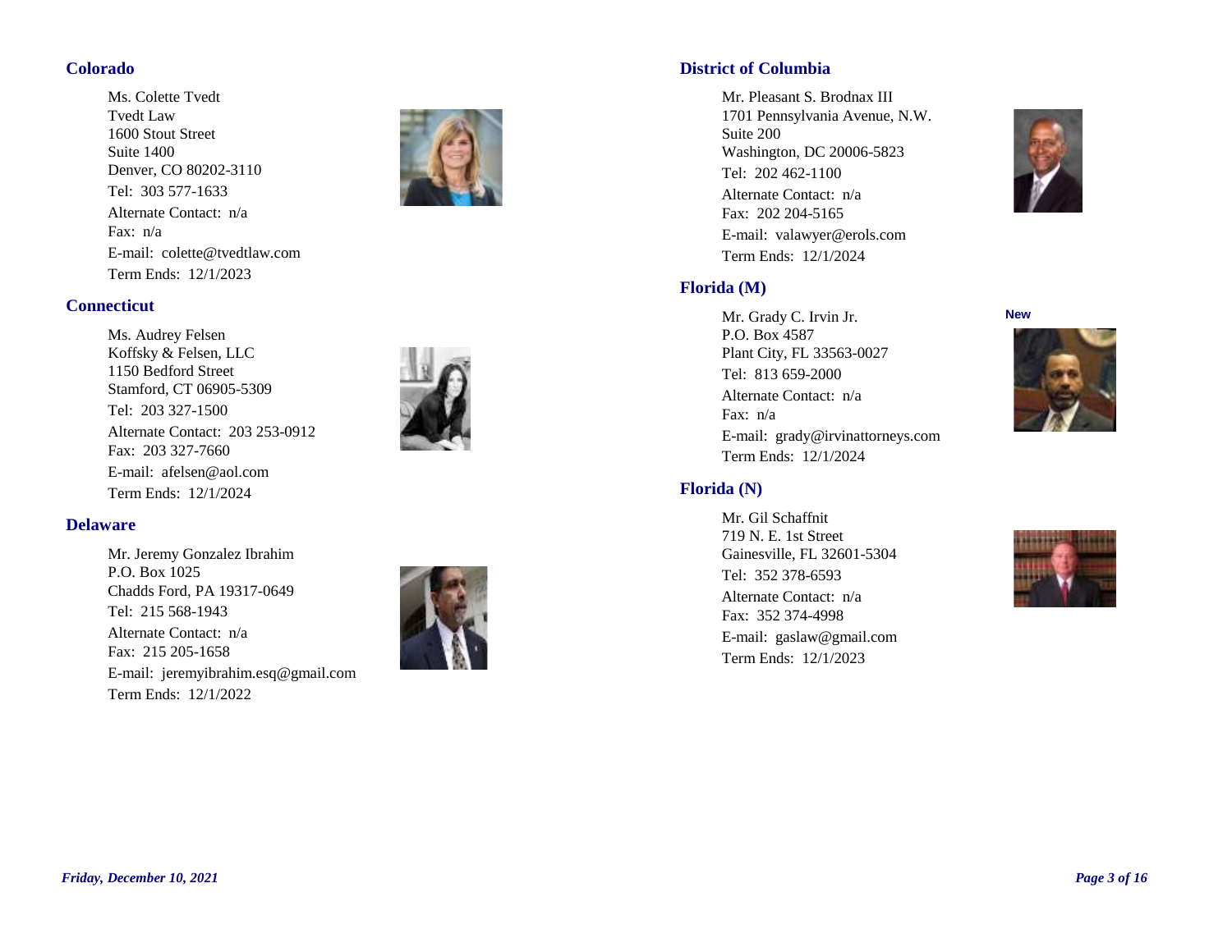## Colorado

Ms. Colette Tvedt
Tvedt Law
1600 Stout Street
Suite 1400
Denver, CO 80202-3110

Tel: 303 577-1633

Alternate Contact: n/a
Fax: n/a

E-mail: colette@tvedtlaw.com

Term Ends: 12/1/2023

## Connecticut

Ms. Audrey Felsen
Koffsky & Felsen, LLC
1150 Bedford Street
Stamford, CT 06905-5309

Tel: 203 327-1500

Alternate Contact: 203 253-0912
Fax: 203 327-7660

E-mail: afelsen@aol.com

Term Ends: 12/1/2024

## Delaware

Mr. Jeremy Gonzalez Ibrahim
P.O. Box 1025
Chadds Ford, PA 19317-0649

Tel: 215 568-1943

Alternate Contact: n/a
Fax: 215 205-1658

E-mail: jeremyibrahim.esq@gmail.com

Term Ends: 12/1/2022

## District of Columbia

Mr. Pleasant S. Brodnax III
1701 Pennsylvania Avenue, N.W.
Suite 200
Washington, DC 20006-5823

Tel: 202 462-1100

Alternate Contact: n/a
Fax: 202 204-5165

E-mail: valawyer@erols.com

Term Ends: 12/1/2024

## Florida (M)

New

Mr. Grady C. Irvin Jr.
P.O. Box 4587
Plant City, FL 33563-0027

Tel: 813 659-2000

Alternate Contact: n/a
Fax: n/a

E-mail: grady@irvinattorneys.com

Term Ends: 12/1/2024

## Florida (N)

Mr. Gil Schaffnit
719 N. E. 1st Street
Gainesville, FL 32601-5304

Tel: 352 378-6593

Alternate Contact: n/a
Fax: 352 374-4998

E-mail: gaslaw@gmail.com

Term Ends: 12/1/2023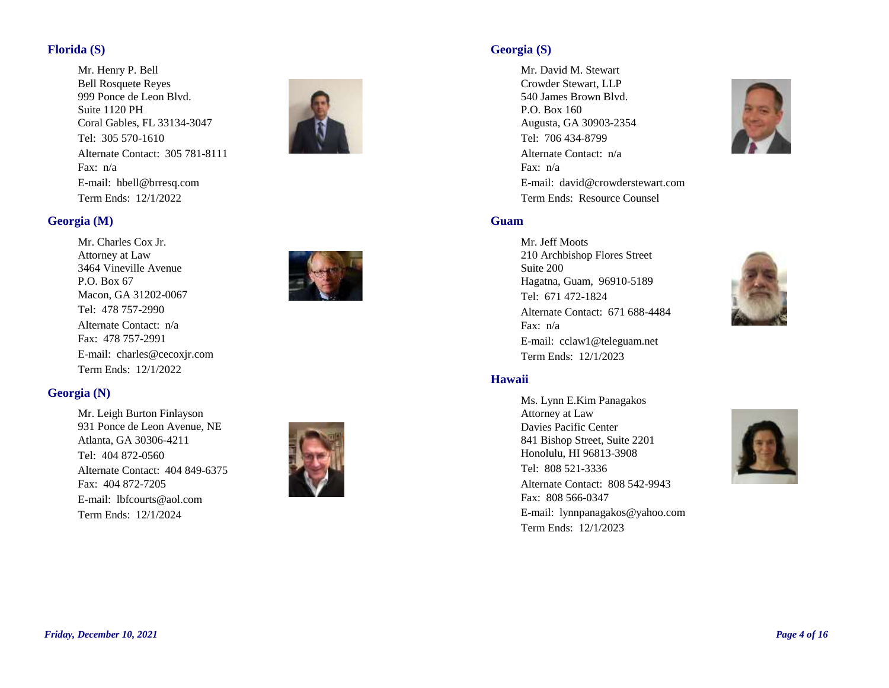## Florida (S)

Mr. Henry P. Bell
Bell Rosquete Reyes
999 Ponce de Leon Blvd.
Suite 1120 PH
Coral Gables, FL 33134-3047
Tel: 305 570-1610
Alternate Contact: 305 781-8111
Fax: n/a
E-mail: hbell@brresq.com
Term Ends: 12/1/2022

## Georgia (M)

Mr. Charles Cox Jr.
Attorney at Law
3464 Vineville Avenue
P.O. Box 67
Macon, GA 31202-0067
Tel: 478 757-2990
Alternate Contact: n/a
Fax: 478 757-2991
E-mail: charles@cecoxjr.com
Term Ends: 12/1/2022

## Georgia (N)

Mr. Leigh Burton Finlayson
931 Ponce de Leon Avenue, NE
Atlanta, GA 30306-4211
Tel: 404 872-0560
Alternate Contact: 404 849-6375
Fax: 404 872-7205
E-mail: lbfcourts@aol.com
Term Ends: 12/1/2024

## Georgia (S)

Mr. David M. Stewart
Crowder Stewart, LLP
540 James Brown Blvd.
P.O. Box 160
Augusta, GA 30903-2354
Tel: 706 434-8799
Alternate Contact: n/a
Fax: n/a
E-mail: david@crowderstewart.com
Term Ends: Resource Counsel

## Guam

Mr. Jeff Moots
210 Archbishop Flores Street
Suite 200
Hagatna, Guam, 96910-5189
Tel: 671 472-1824
Alternate Contact: 671 688-4484
Fax: n/a
E-mail: cclaw1@teleguam.net
Term Ends: 12/1/2023

## Hawaii

Ms. Lynn E.Kim Panagakos
Attorney at Law
Davies Pacific Center
841 Bishop Street, Suite 2201
Honolulu, HI 96813-3908
Tel: 808 521-3336
Alternate Contact: 808 542-9943
Fax: 808 566-0347
E-mail: lynnpanagakos@yahoo.com
Term Ends: 12/1/2023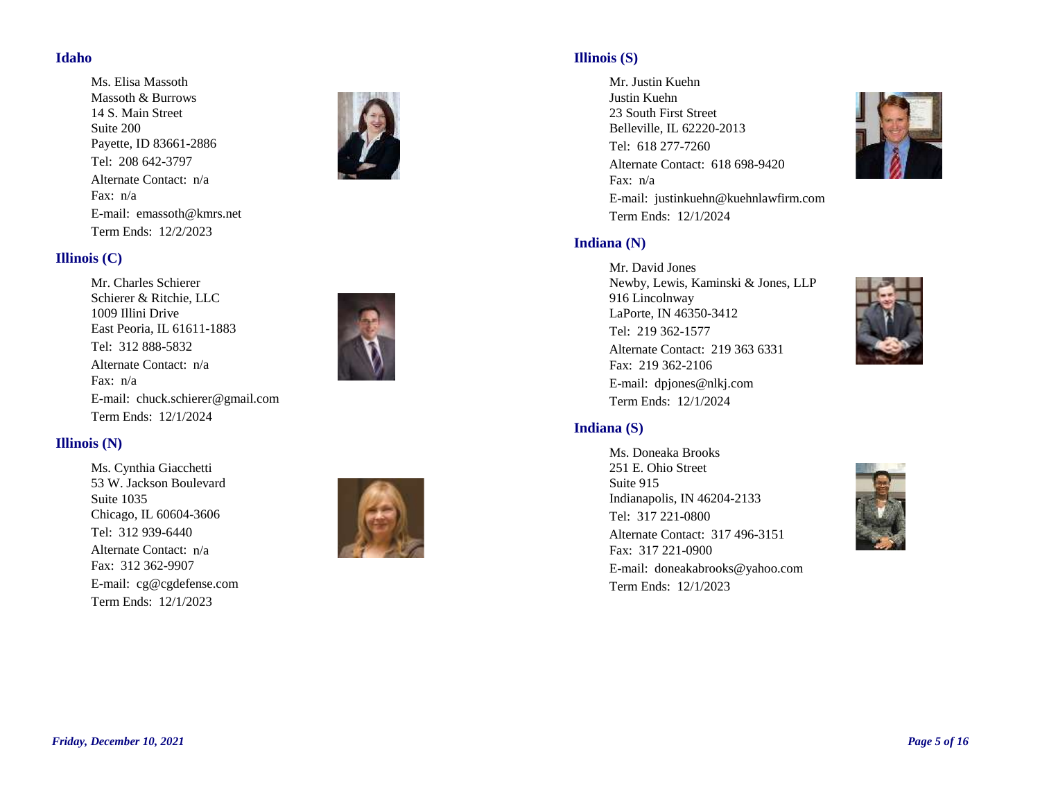## Idaho

Ms. Elisa Massoth
Massoth & Burrows
14 S. Main Street
Suite 200
Payette, ID 83661-2886
Tel: 208 642-3797
Alternate Contact: n/a
Fax: n/a
E-mail: emassoth@kmrs.net
Term Ends: 12/2/2023

## Illinois (C)

Mr. Charles Schierer
Schierer & Ritchie, LLC
1009 Illini Drive
East Peoria, IL 61611-1883
Tel: 312 888-5832
Alternate Contact: n/a
Fax: n/a
E-mail: chuck.schierer@gmail.com
Term Ends: 12/1/2024

## Illinois (N)

Ms. Cynthia Giacchetti
53 W. Jackson Boulevard
Suite 1035
Chicago, IL 60604-3606
Tel: 312 939-6440
Alternate Contact: n/a
Fax: 312 362-9907
E-mail: cg@cgdefense.com
Term Ends: 12/1/2023

## Illinois (S)

Mr. Justin Kuehn
Justin Kuehn
23 South First Street
Belleville, IL 62220-2013
Tel: 618 277-7260
Alternate Contact: 618 698-9420
Fax: n/a
E-mail: justinkuehn@kuehnlawfirm.com
Term Ends: 12/1/2024

## Indiana (N)

Mr. David Jones
Newby, Lewis, Kaminski & Jones, LLP
916 Lincolnway
LaPorte, IN 46350-3412
Tel: 219 362-1577
Alternate Contact: 219 363 6331
Fax: 219 362-2106
E-mail: dpjones@nlkj.com
Term Ends: 12/1/2024

## Indiana (S)

Ms. Doneaka Brooks
251 E. Ohio Street
Suite 915
Indianapolis, IN 46204-2133
Tel: 317 221-0800
Alternate Contact: 317 496-3151
Fax: 317 221-0900
E-mail: doneakabrooks@yahoo.com
Term Ends: 12/1/2023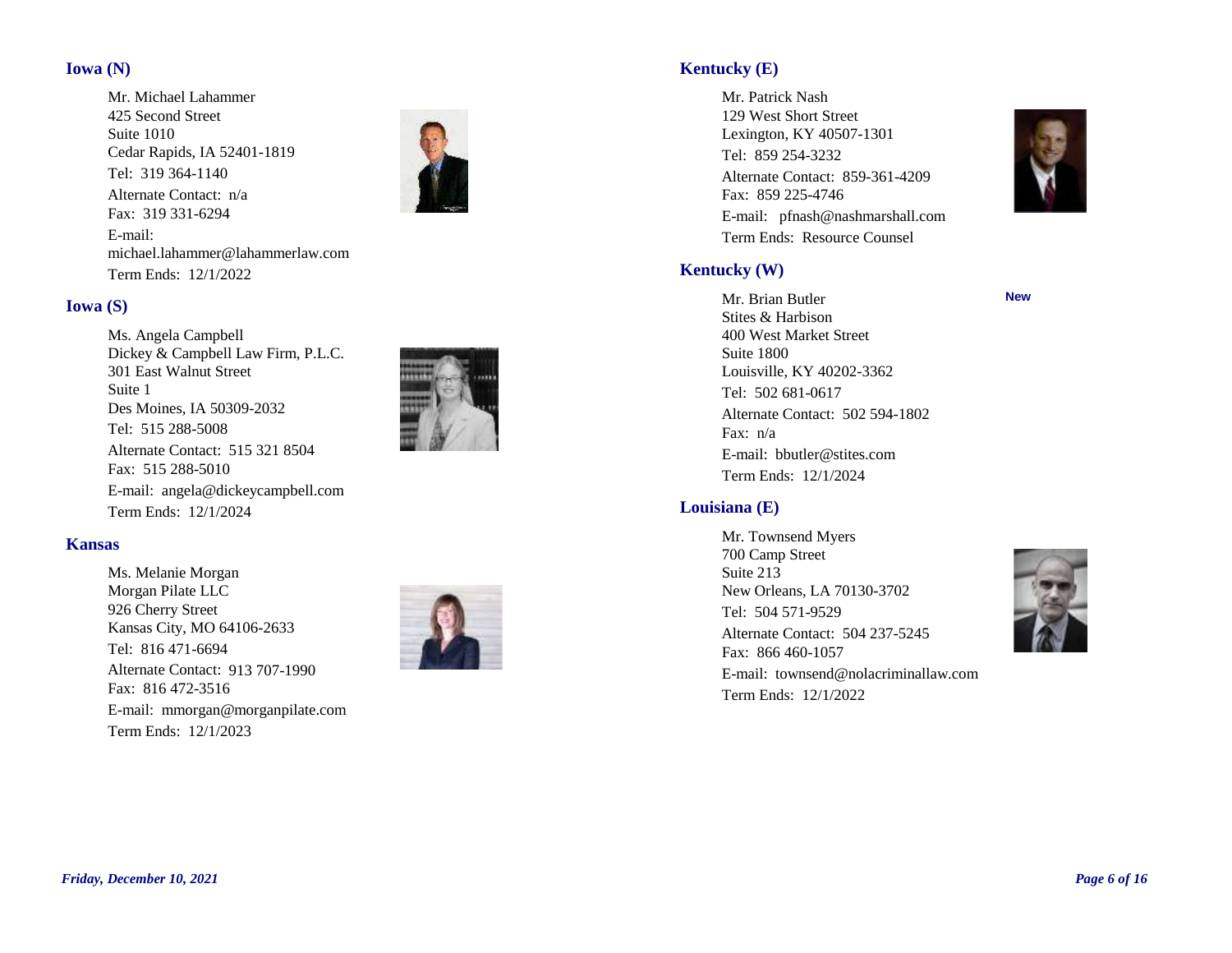## Iowa (N)

Mr. Michael Lahammer
425 Second Street
Suite 1010
Cedar Rapids, IA 52401-1819
Tel: 319 364-1140
Alternate Contact: n/a
Fax: 319 331-6294
E-mail: michael.lahammer@lahammerlaw.com
Term Ends: 12/1/2022

## Iowa (S)

Ms. Angela Campbell
Dickey & Campbell Law Firm, P.L.C.
301 East Walnut Street
Suite 1
Des Moines, IA 50309-2032
Tel: 515 288-5008
Alternate Contact: 515 321 8504
Fax: 515 288-5010
E-mail: angela@dickeycampbell.com
Term Ends: 12/1/2024

## Kansas

Ms. Melanie Morgan
Morgan Pilate LLC
926 Cherry Street
Kansas City, MO 64106-2633
Tel: 816 471-6694
Alternate Contact: 913 707-1990
Fax: 816 472-3516
E-mail: mmorgan@morganpilate.com
Term Ends: 12/1/2023

## Kentucky (E)

Mr. Patrick Nash
129 West Short Street
Lexington, KY 40507-1301
Tel: 859 254-3232
Alternate Contact: 859-361-4209
Fax: 859 225-4746
E-mail: pfnash@nashmarshall.com
Term Ends: Resource Counsel

## Kentucky (W)

**New**

Mr. Brian Butler
Stites & Harbison
400 West Market Street
Suite 1800
Louisville, KY 40202-3362
Tel: 502 681-0617
Alternate Contact: 502 594-1802
Fax: n/a
E-mail: bbutler@stites.com
Term Ends: 12/1/2024

## Louisiana (E)

Mr. Townsend Myers
700 Camp Street
Suite 213
New Orleans, LA 70130-3702
Tel: 504 571-9529
Alternate Contact: 504 237-5245
Fax: 866 460-1057
E-mail: townsend@nolacriminallaw.com
Term Ends: 12/1/2022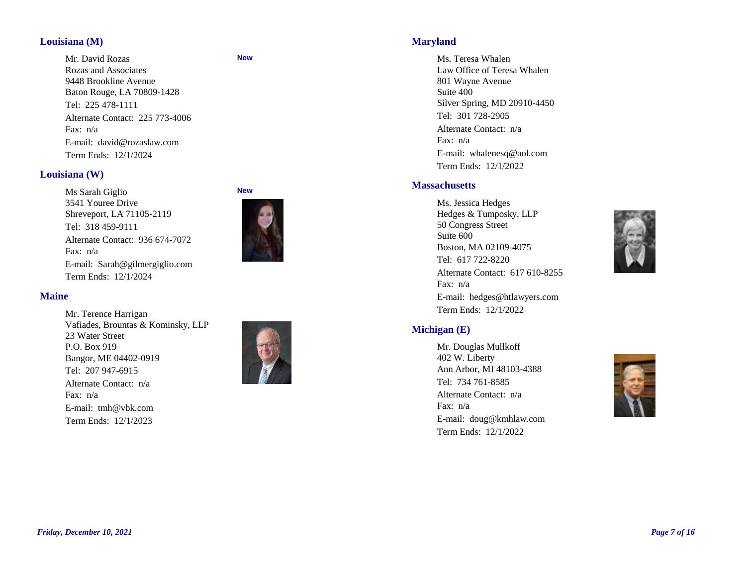## Louisiana (M)

Mr. David Rozas  
Rozas and Associates  
9448 Brookline Avenue  
Baton Rouge, LA 70809-1428  
Tel: 225 478-1111  
Alternate Contact: 225 773-4006  
Fax: n/a  
E-mail: david@rozaslaw.com  
Term Ends: 12/1/2024

**New**

## Louisiana (W)

Ms Sarah Giglio  
3541 Youree Drive  
Shreveport, LA 71105-2119  
Tel: 318 459-9111  
Alternate Contact: 936 674-7072  
Fax: n/a  
E-mail: Sarah@gilmergiglio.com  
Term Ends: 12/1/2024

**New**

## Maine

Mr. Terence Harrigan  
Vafiades, Brountas & Kominsky, LLP  
23 Water Street  
P.O. Box 919  
Bangor, ME 04402-0919  
Tel: 207 947-6915  
Alternate Contact: n/a  
Fax: n/a  
E-mail: tmh@vbk.com  
Term Ends: 12/1/2023

## Maryland

Ms. Teresa Whalen  
Law Office of Teresa Whalen  
801 Wayne Avenue  
Suite 400  
Silver Spring, MD 20910-4450  
Tel: 301 728-2905  
Alternate Contact: n/a  
Fax: n/a  
E-mail: whalenesq@aol.com  
Term Ends: 12/1/2022

## Massachusetts

Ms. Jessica Hedges  
Hedges & Tumposky, LLP  
50 Congress Street  
Suite 600  
Boston, MA 02109-4075  
Tel: 617 722-8220  
Alternate Contact: 617 610-8255  
Fax: n/a  
E-mail: hedges@htlawyers.com  
Term Ends: 12/1/2022

## Michigan (E)

Mr. Douglas Mullkoff  
402 W. Liberty  
Ann Arbor, MI 48103-4388  
Tel: 734 761-8585  
Alternate Contact: n/a  
Fax: n/a  
E-mail: doug@kmhlaw.com  
Term Ends: 12/1/2022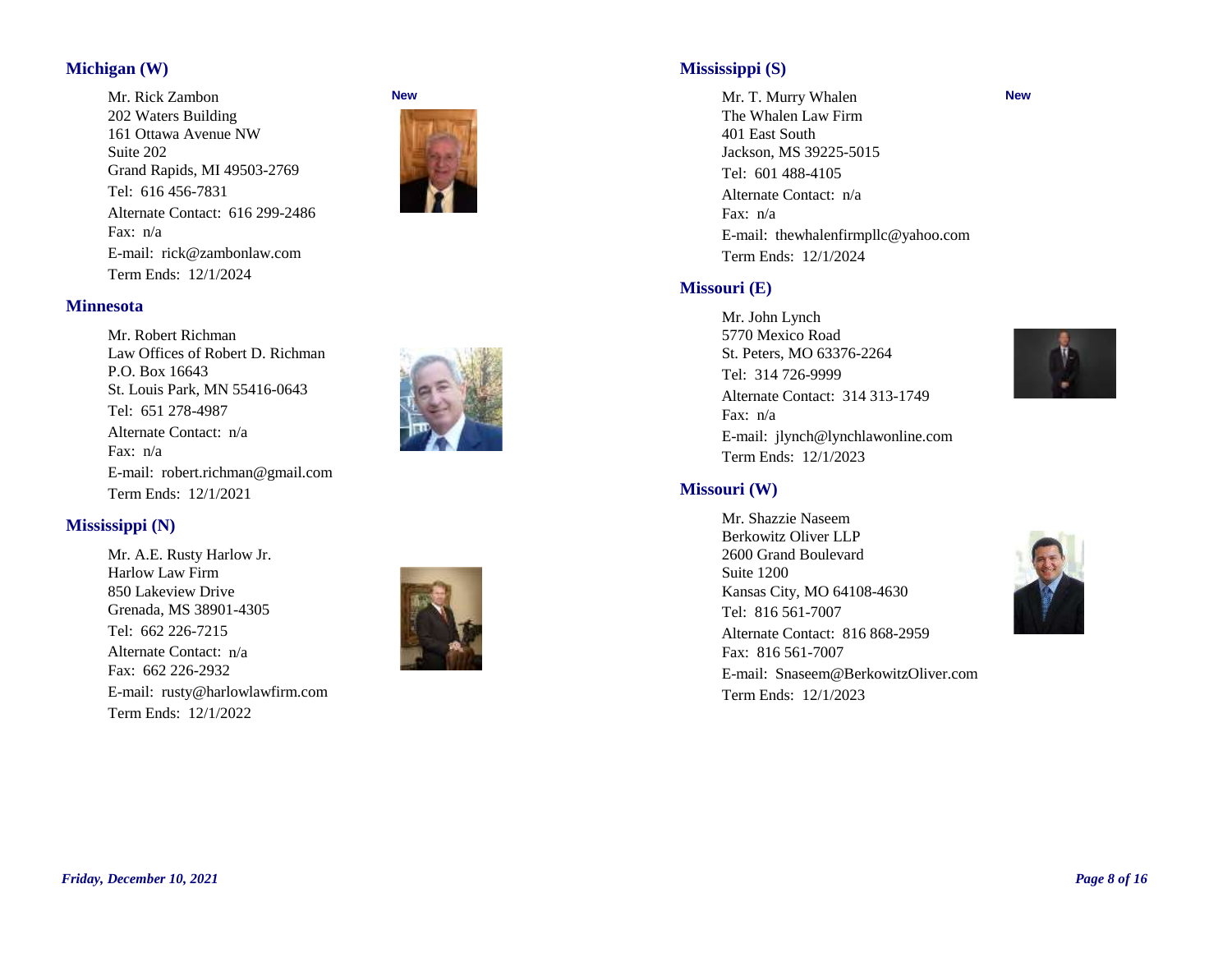## Michigan (W)

New

Mr. Rick Zambon
202 Waters Building
161 Ottawa Avenue NW
Suite 202
Grand Rapids, MI 49503-2769
Tel: 616 456-7831
Alternate Contact: 616 299-2486
Fax: n/a
E-mail: rick@zambonlaw.com
Term Ends: 12/1/2024

## Minnesota

Mr. Robert Richman
Law Offices of Robert D. Richman
P.O. Box 16643
St. Louis Park, MN 55416-0643
Tel: 651 278-4987
Alternate Contact: n/a
Fax: n/a
E-mail: robert.richman@gmail.com
Term Ends: 12/1/2021

## Mississippi (N)

Mr. A.E. Rusty Harlow Jr.
Harlow Law Firm
850 Lakeview Drive
Grenada, MS 38901-4305
Tel: 662 226-7215
Alternate Contact: n/a
Fax: 662 226-2932
E-mail: rusty@harlowlawfirm.com
Term Ends: 12/1/2022

## Mississippi (S)

New

Mr. T. Murry Whalen
The Whalen Law Firm
401 East South
Jackson, MS 39225-5015
Tel: 601 488-4105
Alternate Contact: n/a
Fax: n/a
E-mail: thewhalenfirmpllc@yahoo.com
Term Ends: 12/1/2024

## Missouri (E)

Mr. John Lynch
5770 Mexico Road
St. Peters, MO 63376-2264
Tel: 314 726-9999
Alternate Contact: 314 313-1749
Fax: n/a
E-mail: jlynch@lynchlawonline.com
Term Ends: 12/1/2023

## Missouri (W)

Mr. Shazzie Naseem
Berkowitz Oliver LLP
2600 Grand Boulevard
Suite 1200
Kansas City, MO 64108-4630
Tel: 816 561-7007
Alternate Contact: 816 868-2959
Fax: 816 561-7007
E-mail: Snaseem@BerkowitzOliver.com
Term Ends: 12/1/2023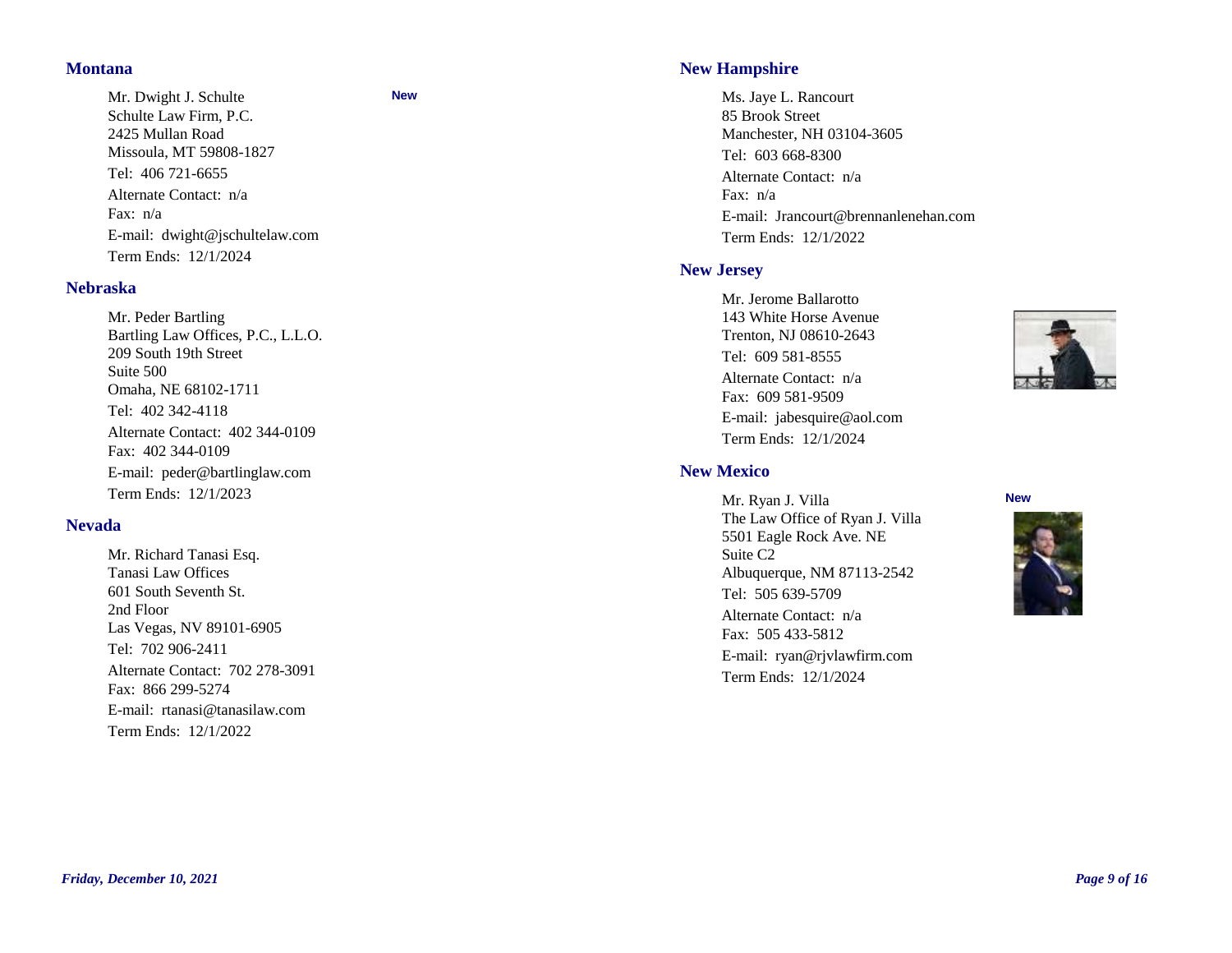## Montana

Mr. Dwight J. Schulte **New**
Schulte Law Firm, P.C.
2425 Mullan Road
Missoula, MT 59808-1827
Tel: 406 721-6655
Alternate Contact: n/a
Fax: n/a
E-mail: dwight@jschultelaw.com
Term Ends: 12/1/2024

## Nebraska

Mr. Peder Bartling
Bartling Law Offices, P.C., L.L.O.
209 South 19th Street
Suite 500
Omaha, NE 68102-1711
Tel: 402 342-4118
Alternate Contact: 402 344-0109
Fax: 402 344-0109
E-mail: peder@bartlinglaw.com
Term Ends: 12/1/2023

## Nevada

Mr. Richard Tanasi Esq.
Tanasi Law Offices
601 South Seventh St.
2nd Floor
Las Vegas, NV 89101-6905
Tel: 702 906-2411
Alternate Contact: 702 278-3091
Fax: 866 299-5274
E-mail: rtanasi@tanasilaw.com
Term Ends: 12/1/2022

## New Hampshire

Ms. Jaye L. Rancourt
85 Brook Street
Manchester, NH 03104-3605
Tel: 603 668-8300
Alternate Contact: n/a
Fax: n/a
E-mail: Jrancourt@brennanlenehan.com
Term Ends: 12/1/2022

## New Jersey

Mr. Jerome Ballarotto
143 White Horse Avenue
Trenton, NJ 08610-2643
Tel: 609 581-8555
Alternate Contact: n/a
Fax: 609 581-9509
E-mail: jabesquire@aol.com
Term Ends: 12/1/2024

## New Mexico

Mr. Ryan J. Villa **New**
The Law Office of Ryan J. Villa
5501 Eagle Rock Ave. NE
Suite C2
Albuquerque, NM 87113-2542
Tel: 505 639-5709
Alternate Contact: n/a
Fax: 505 433-5812
E-mail: ryan@rjvlawfirm.com
Term Ends: 12/1/2024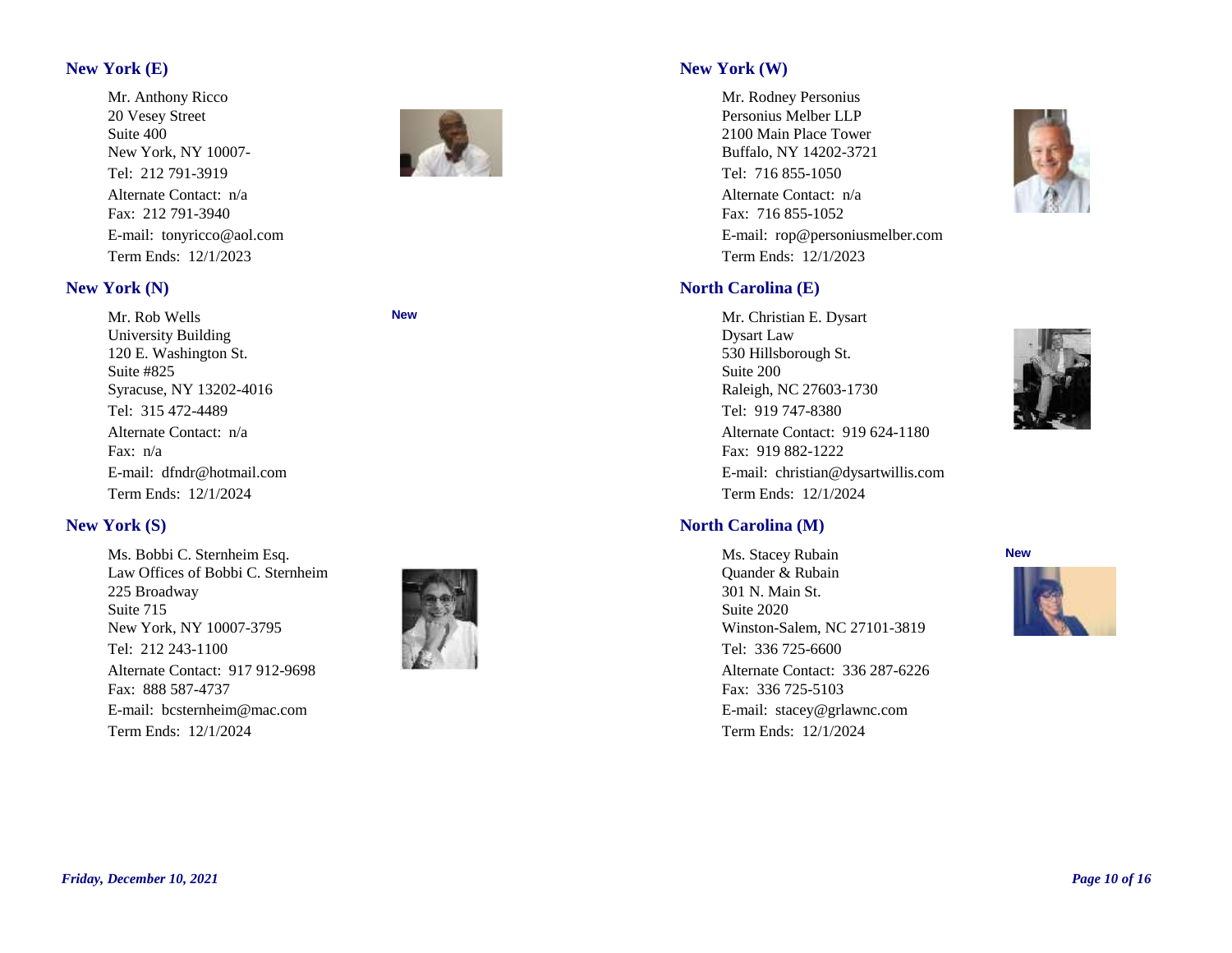## New York (E)

Mr. Anthony Ricco
20 Vesey Street
Suite 400
New York, NY 10007-
Tel: 212 791-3919
Alternate Contact: n/a
Fax: 212 791-3940
E-mail: tonyricco@aol.com
Term Ends: 12/1/2023

## New York (N)

New

Mr. Rob Wells
University Building
120 E. Washington St.
Suite #825
Syracuse, NY 13202-4016
Tel: 315 472-4489
Alternate Contact: n/a
Fax: n/a
E-mail: dfndr@hotmail.com
Term Ends: 12/1/2024

## New York (S)

Ms. Bobbi C. Sternheim Esq.
Law Offices of Bobbi C. Sternheim
225 Broadway
Suite 715
New York, NY 10007-3795
Tel: 212 243-1100
Alternate Contact: 917 912-9698
Fax: 888 587-4737
E-mail: bcsternheim@mac.com
Term Ends: 12/1/2024

## New York (W)

Mr. Rodney Personius
Personius Melber LLP
2100 Main Place Tower
Buffalo, NY 14202-3721
Tel: 716 855-1050
Alternate Contact: n/a
Fax: 716 855-1052
E-mail: rop@personiusmelber.com
Term Ends: 12/1/2023

## North Carolina (E)

Mr. Christian E. Dysart
Dysart Law
530 Hillsborough St.
Suite 200
Raleigh, NC 27603-1730
Tel: 919 747-8380
Alternate Contact: 919 624-1180
Fax: 919 882-1222
E-mail: christian@dysartwillis.com
Term Ends: 12/1/2024

## North Carolina (M)

New

Ms. Stacey Rubain
Quander & Rubain
301 N. Main St.
Suite 2020
Winston-Salem, NC 27101-3819
Tel: 336 725-6600
Alternate Contact: 336 287-6226
Fax: 336 725-5103
E-mail: stacey@grlawnc.com
Term Ends: 12/1/2024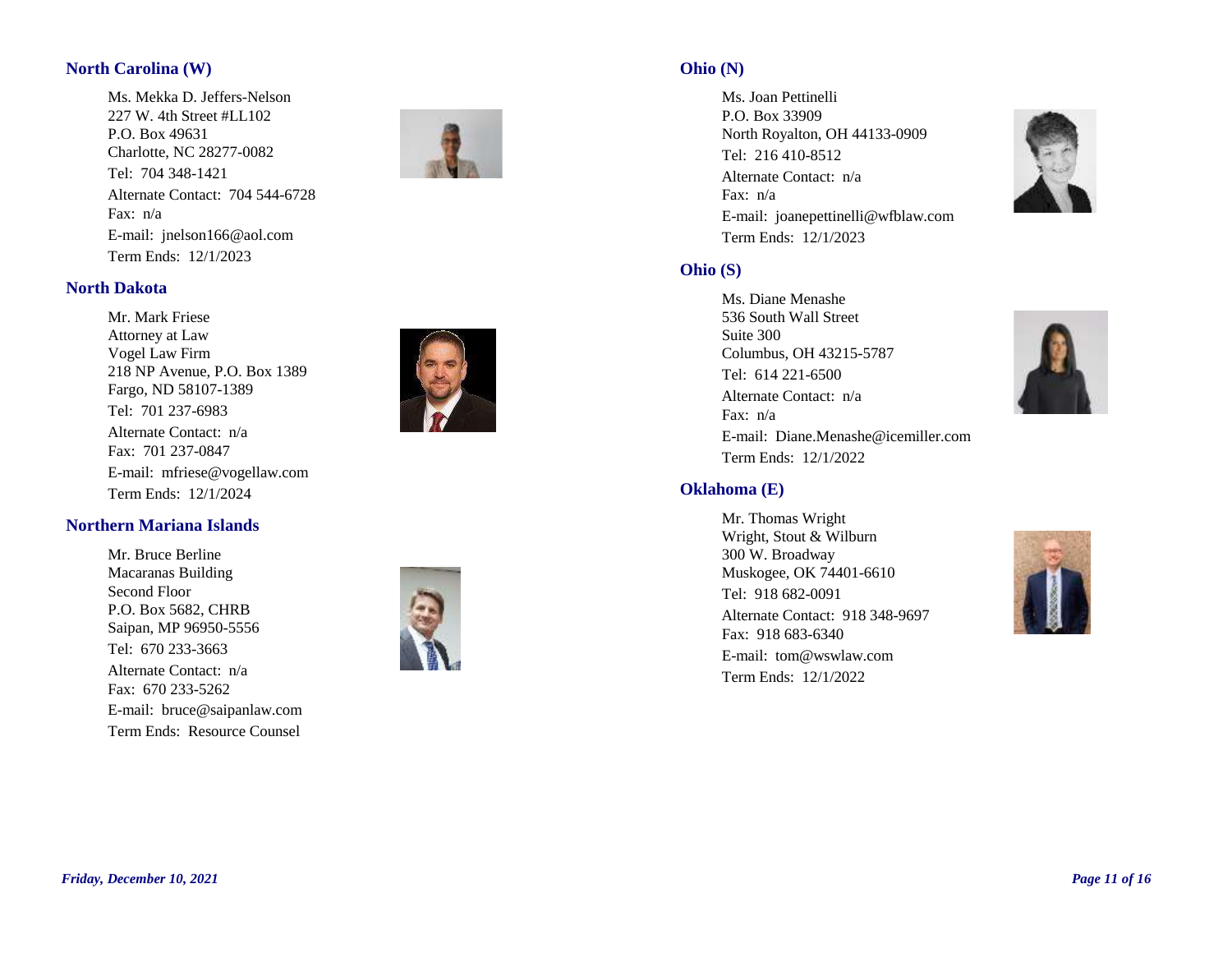## North Carolina (W)

Ms. Mekka D. Jeffers-Nelson
227 W. 4th Street #LL102
P.O. Box 49631
Charlotte, NC 28277-0082
Tel: 704 348-1421
Alternate Contact: 704 544-6728
Fax: n/a
E-mail: jnelson166@aol.com
Term Ends: 12/1/2023

## North Dakota

Mr. Mark Friese
Attorney at Law
Vogel Law Firm
218 NP Avenue, P.O. Box 1389
Fargo, ND 58107-1389
Tel: 701 237-6983
Alternate Contact: n/a
Fax: 701 237-0847
E-mail: mfriese@vogellaw.com
Term Ends: 12/1/2024

## Northern Mariana Islands

Mr. Bruce Berline
Macaranas Building
Second Floor
P.O. Box 5682, CHRB
Saipan, MP 96950-5556
Tel: 670 233-3663
Alternate Contact: n/a
Fax: 670 233-5262
E-mail: bruce@saipanlaw.com
Term Ends: Resource Counsel

## Ohio (N)

Ms. Joan Pettinelli
P.O. Box 33909
North Royalton, OH 44133-0909
Tel: 216 410-8512
Alternate Contact: n/a
Fax: n/a
E-mail: joanepettinelli@wfblaw.com
Term Ends: 12/1/2023

## Ohio (S)

Ms. Diane Menashe
536 South Wall Street
Suite 300
Columbus, OH 43215-5787
Tel: 614 221-6500
Alternate Contact: n/a
Fax: n/a
E-mail: Diane.Menashe@icemiller.com
Term Ends: 12/1/2022

## Oklahoma (E)

Mr. Thomas Wright
Wright, Stout & Wilburn
300 W. Broadway
Muskogee, OK 74401-6610
Tel: 918 682-0091
Alternate Contact: 918 348-9697
Fax: 918 683-6340
E-mail: tom@wswlaw.com
Term Ends: 12/1/2022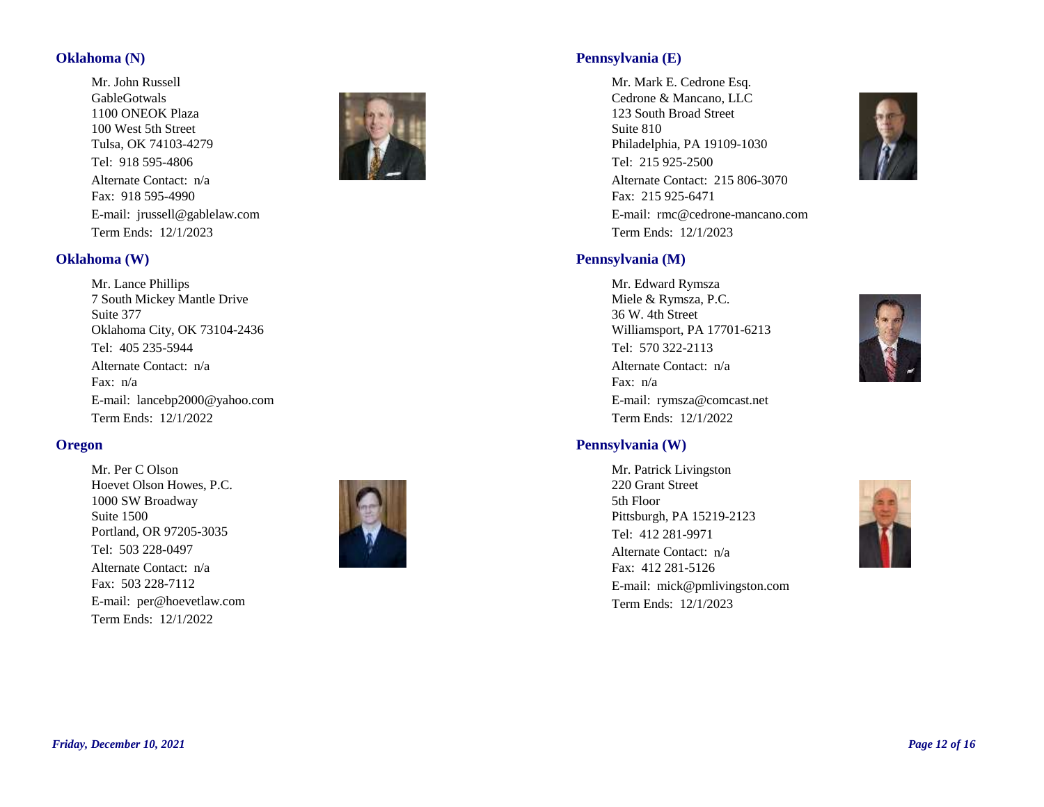## Oklahoma (N)

Mr. John Russell
GableGotwals
1100 ONEOK Plaza
100 West 5th Street
Tulsa, OK 74103-4279
Tel: 918 595-4806
Alternate Contact: n/a
Fax: 918 595-4990
E-mail: jrussell@gablelaw.com
Term Ends: 12/1/2023

## Oklahoma (W)

Mr. Lance Phillips
7 South Mickey Mantle Drive
Suite 377
Oklahoma City, OK 73104-2436
Tel: 405 235-5944
Alternate Contact: n/a
Fax: n/a
E-mail: lancebp2000@yahoo.com
Term Ends: 12/1/2022

## Oregon

Mr. Per C Olson
Hoevet Olson Howes, P.C.
1000 SW Broadway
Suite 1500
Portland, OR 97205-3035
Tel: 503 228-0497
Alternate Contact: n/a
Fax: 503 228-7112
E-mail: per@hoevetlaw.com
Term Ends: 12/1/2022

## Pennsylvania (E)

Mr. Mark E. Cedrone Esq.
Cedrone & Mancano, LLC
123 South Broad Street
Suite 810
Philadelphia, PA 19109-1030
Tel: 215 925-2500
Alternate Contact: 215 806-3070
Fax: 215 925-6471
E-mail: rmc@cedrone-mancano.com
Term Ends: 12/1/2023

## Pennsylvania (M)

Mr. Edward Rymsza
Miele & Rymsza, P.C.
36 W. 4th Street
Williamsport, PA 17701-6213
Tel: 570 322-2113
Alternate Contact: n/a
Fax: n/a
E-mail: rymsza@comcast.net
Term Ends: 12/1/2022

## Pennsylvania (W)

Mr. Patrick Livingston
220 Grant Street
5th Floor
Pittsburgh, PA 15219-2123
Tel: 412 281-9971
Alternate Contact: n/a
Fax: 412 281-5126
E-mail: mick@pmlivingston.com
Term Ends: 12/1/2023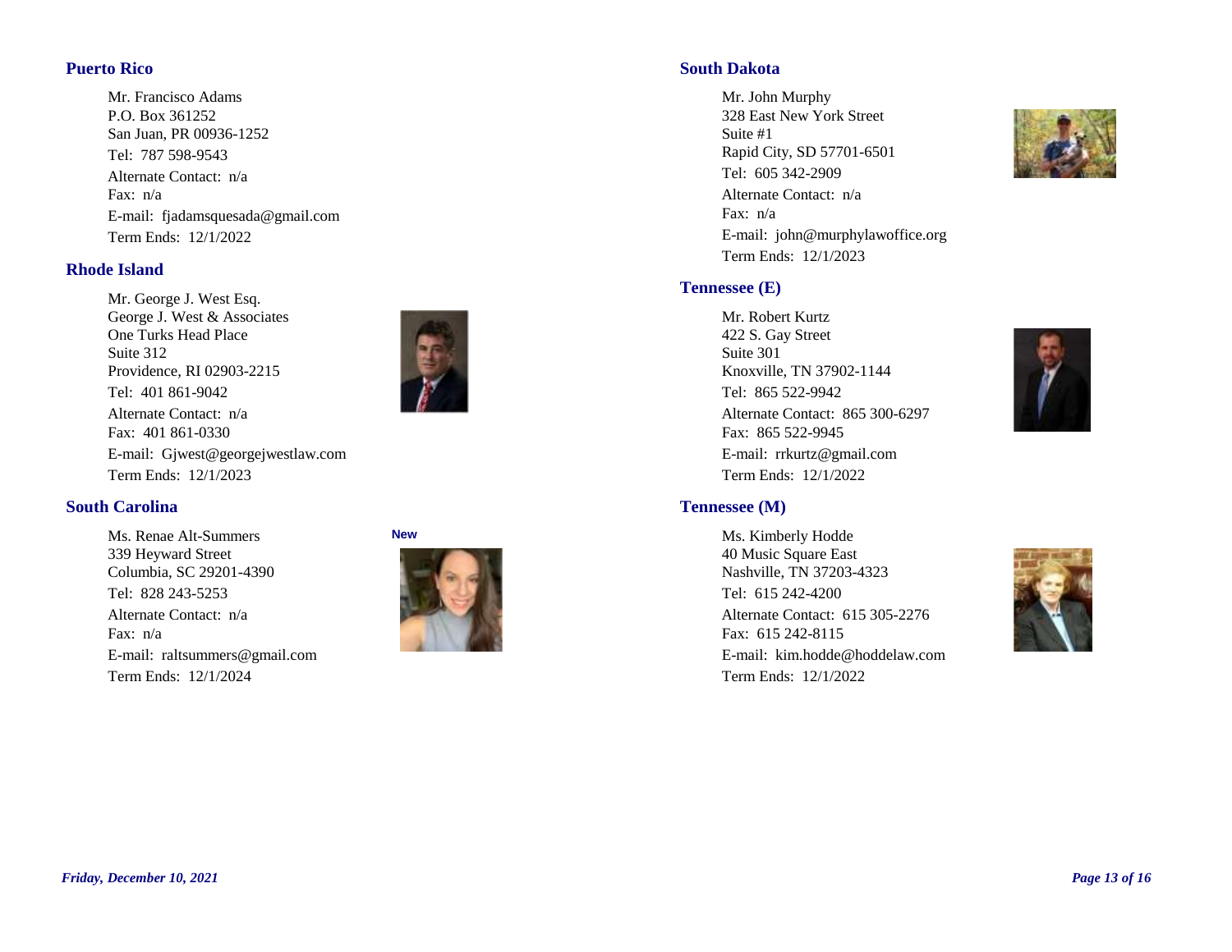## Puerto Rico

Mr. Francisco Adams
P.O. Box 361252
San Juan, PR 00936-1252
Tel: 787 598-9543
Alternate Contact: n/a
Fax: n/a
E-mail: fjadamsquesada@gmail.com
Term Ends: 12/1/2022

## Rhode Island

Mr. George J. West Esq.
George J. West & Associates
One Turks Head Place
Suite 312
Providence, RI 02903-2215
Tel: 401 861-9042
Alternate Contact: n/a
Fax: 401 861-0330
E-mail: Gjwest@georgejwestlaw.com
Term Ends: 12/1/2023

## South Carolina

**New**

Ms. Renae Alt-Summers
339 Heyward Street
Columbia, SC 29201-4390
Tel: 828 243-5253
Alternate Contact: n/a
Fax: n/a
E-mail: raltsummers@gmail.com
Term Ends: 12/1/2024

## South Dakota

Mr. John Murphy
328 East New York Street
Suite #1
Rapid City, SD 57701-6501
Tel: 605 342-2909
Alternate Contact: n/a
Fax: n/a
E-mail: john@murphylawoffice.org
Term Ends: 12/1/2023

## Tennessee (E)

Mr. Robert Kurtz
422 S. Gay Street
Suite 301
Knoxville, TN 37902-1144
Tel: 865 522-9942
Alternate Contact: 865 300-6297
Fax: 865 522-9945
E-mail: rrkurtz@gmail.com
Term Ends: 12/1/2022

## Tennessee (M)

Ms. Kimberly Hodde
40 Music Square East
Nashville, TN 37203-4323
Tel: 615 242-4200
Alternate Contact: 615 305-2276
Fax: 615 242-8115
E-mail: kim.hodde@hoddelaw.com
Term Ends: 12/1/2022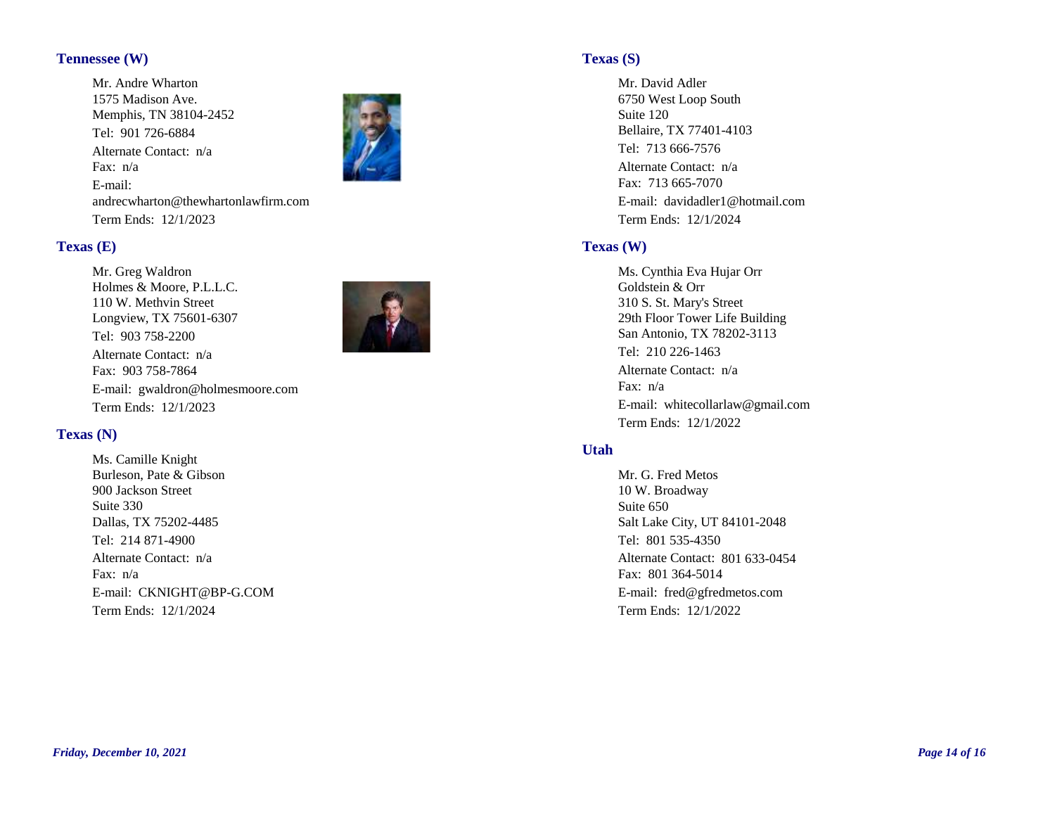## Tennessee (W)

Mr. Andre Wharton
1575 Madison Ave.
Memphis, TN 38104-2452

Tel: 901 726-6884

Alternate Contact: n/a
Fax: n/a

E-mail:
andrecwharton@thewhartonlawfirm.com

Term Ends: 12/1/2023

## Texas (E)

Mr. Greg Waldron
Holmes & Moore, P.L.L.C.
110 W. Methvin Street
Longview, TX 75601-6307

Tel: 903 758-2200

Alternate Contact: n/a
Fax: 903 758-7864

E-mail: gwaldron@holmesmoore.com

Term Ends: 12/1/2023

## Texas (N)

Ms. Camille Knight
Burleson, Pate & Gibson
900 Jackson Street
Suite 330
Dallas, TX 75202-4485

Tel: 214 871-4900

Alternate Contact: n/a
Fax: n/a

E-mail: CKNIGHT@BP-G.COM

Term Ends: 12/1/2024

## Texas (S)

Mr. David Adler
6750 West Loop South
Suite 120
Bellaire, TX 77401-4103

Tel: 713 666-7576

Alternate Contact: n/a
Fax: 713 665-7070

E-mail: davidadler1@hotmail.com

Term Ends: 12/1/2024

## Texas (W)

Ms. Cynthia Eva Hujar Orr
Goldstein & Orr
310 S. St. Mary's Street
29th Floor Tower Life Building
San Antonio, TX 78202-3113

Tel: 210 226-1463

Alternate Contact: n/a
Fax: n/a

E-mail: whitecollarlaw@gmail.com

Term Ends: 12/1/2022

## Utah

Mr. G. Fred Metos
10 W. Broadway
Suite 650
Salt Lake City, UT 84101-2048

Tel: 801 535-4350

Alternate Contact: 801 633-0454
Fax: 801 364-5014

E-mail: fred@gfredmetos.com

Term Ends: 12/1/2022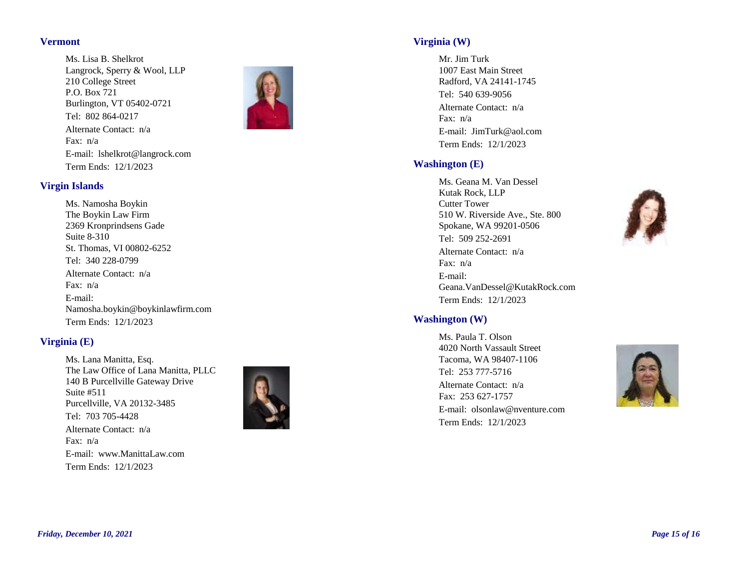## Vermont

Ms. Lisa B. Shelkrot
Langrock, Sperry & Wool, LLP
210 College Street
P.O. Box 721
Burlington, VT 05402-0721
Tel: 802 864-0217
Alternate Contact: n/a
Fax: n/a
E-mail: lshelkrot@langrock.com
Term Ends: 12/1/2023

## Virgin Islands

Ms. Namosha Boykin
The Boykin Law Firm
2369 Kronprindsens Gade
Suite 8-310
St. Thomas, VI 00802-6252
Tel: 340 228-0799
Alternate Contact: n/a
Fax: n/a
E-mail:
Namosha.boykin@boykinlawfirm.com
Term Ends: 12/1/2023

## Virginia (E)

Ms. Lana Manitta, Esq.
The Law Office of Lana Manitta, PLLC
140 B Purcellville Gateway Drive
Suite #511
Purcellville, VA 20132-3485
Tel: 703 705-4428
Alternate Contact: n/a
Fax: n/a
E-mail: www.ManittaLaw.com
Term Ends: 12/1/2023

## Virginia (W)

Mr. Jim Turk
1007 East Main Street
Radford, VA 24141-1745
Tel: 540 639-9056
Alternate Contact: n/a
Fax: n/a
E-mail: JimTurk@aol.com
Term Ends: 12/1/2023

## Washington (E)

Ms. Geana M. Van Dessel
Kutak Rock, LLP
Cutter Tower
510 W. Riverside Ave., Ste. 800
Spokane, WA 99201-0506
Tel: 509 252-2691
Alternate Contact: n/a
Fax: n/a
E-mail:
Geana.VanDessel@KutakRock.com
Term Ends: 12/1/2023

## Washington (W)

Ms. Paula T. Olson
4020 North Vassault Street
Tacoma, WA 98407-1106
Tel: 253 777-5716
Alternate Contact: n/a
Fax: 253 627-1757
E-mail: olsonlaw@nventure.com
Term Ends: 12/1/2023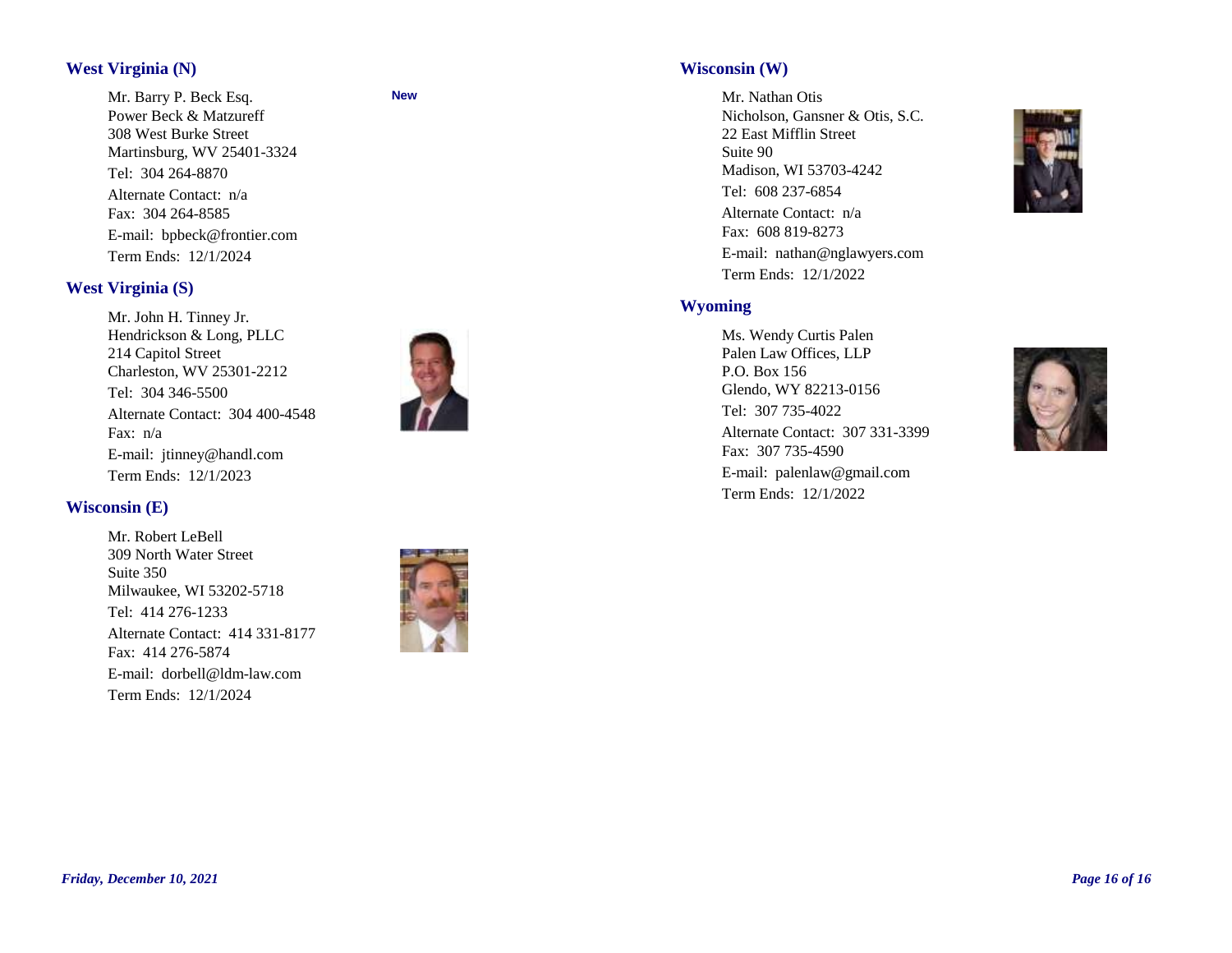## West Virginia (N)

Mr. Barry P. Beck Esq. **New**
Power Beck & Matzureff
308 West Burke Street
Martinsburg, WV 25401-3324
Tel: 304 264-8870
Alternate Contact: n/a
Fax: 304 264-8585
E-mail: bpbeck@frontier.com
Term Ends: 12/1/2024

## West Virginia (S)

Mr. John H. Tinney Jr.
Hendrickson & Long, PLLC
214 Capitol Street
Charleston, WV 25301-2212
Tel: 304 346-5500
Alternate Contact: 304 400-4548
Fax: n/a
E-mail: jtinney@handl.com
Term Ends: 12/1/2023

## Wisconsin (E)

Mr. Robert LeBell
309 North Water Street
Suite 350
Milwaukee, WI 53202-5718
Tel: 414 276-1233
Alternate Contact: 414 331-8177
Fax: 414 276-5874
E-mail: dorbell@ldm-law.com
Term Ends: 12/1/2024

## Wisconsin (W)

Mr. Nathan Otis
Nicholson, Gansner & Otis, S.C.
22 East Mifflin Street
Suite 90
Madison, WI 53703-4242
Tel: 608 237-6854
Alternate Contact: n/a
Fax: 608 819-8273
E-mail: nathan@nglawyers.com
Term Ends: 12/1/2022

## Wyoming

Ms. Wendy Curtis Palen
Palen Law Offices, LLP
P.O. Box 156
Glendo, WY 82213-0156
Tel: 307 735-4022
Alternate Contact: 307 331-3399
Fax: 307 735-4590
E-mail: palenlaw@gmail.com
Term Ends: 12/1/2022

*Friday, December 10, 2021*